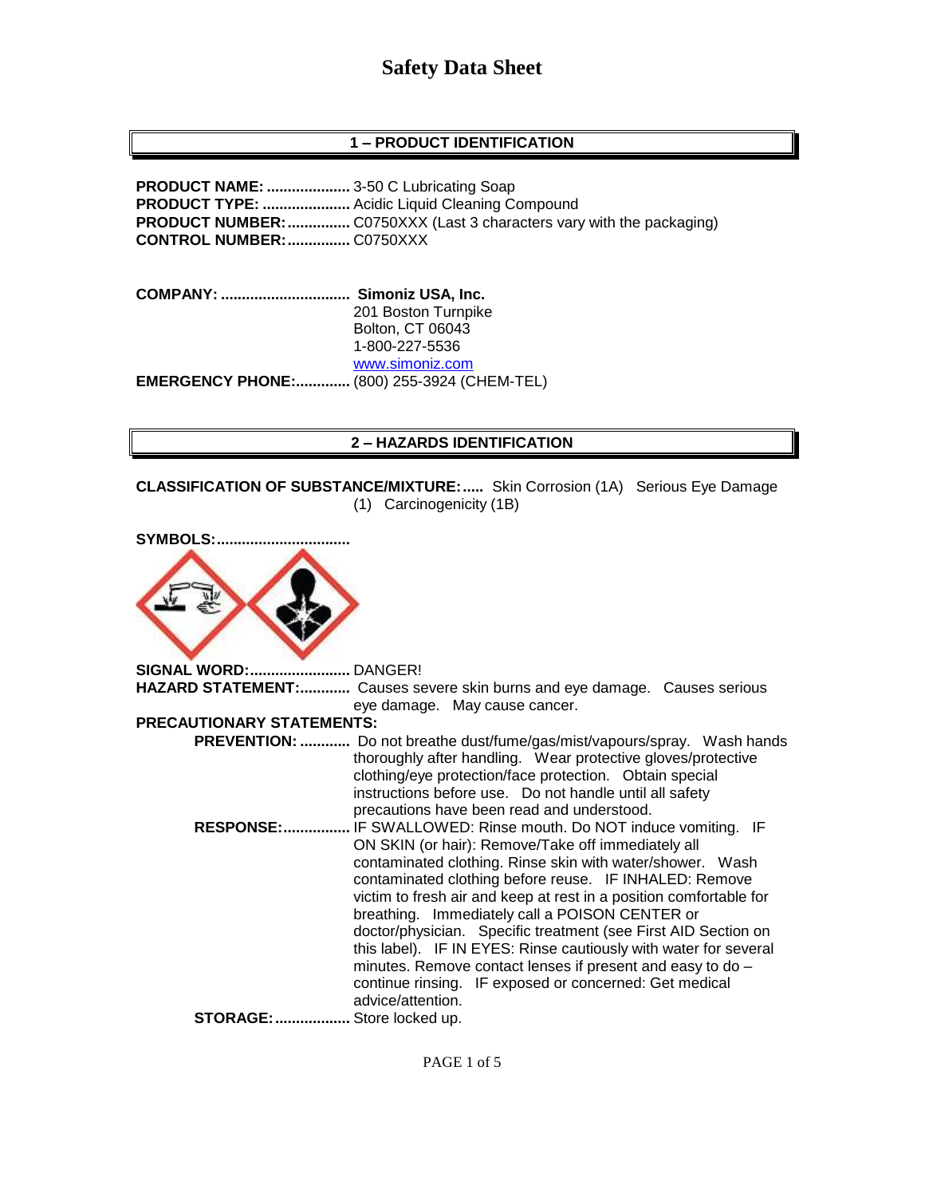# Safety Data Sheet

## 1 – PRODUCT IDENTIFICATION

**PRODUCT NAME:** .................... 3-50 C Lubricating Soap
**PRODUCT TYPE:** ..................... Acidic Liquid Cleaning Compound
**PRODUCT NUMBER:**............... C0750XXX (Last 3 characters vary with the packaging)
**CONTROL NUMBER:**............... C0750XXX

**COMPANY:** ............................... **Simoniz USA, Inc.**
201 Boston Turnpike
Bolton, CT 06043
1-800-227-5536
www.simoniz.com

**EMERGENCY PHONE:**............. (800) 255-3924 (CHEM-TEL)

## 2 – HAZARDS IDENTIFICATION

**CLASSIFICATION OF SUBSTANCE/MIXTURE:**..... Skin Corrosion (1A) Serious Eye Damage (1) Carcinogenicity (1B)

**SYMBOLS:**................................

**SIGNAL WORD:**........................ DANGER!

**HAZARD STATEMENT:**............ Causes severe skin burns and eye damage. Causes serious eye damage. May cause cancer.

**PRECAUTIONARY STATEMENTS:**

**PREVENTION:** ............ Do not breathe dust/fume/gas/mist/vapours/spray. Wash hands thoroughly after handling. Wear protective gloves/protective clothing/eye protection/face protection. Obtain special instructions before use. Do not handle until all safety precautions have been read and understood.

**RESPONSE:**................ IF SWALLOWED: Rinse mouth. Do NOT induce vomiting. IF ON SKIN (or hair): Remove/Take off immediately all contaminated clothing. Rinse skin with water/shower. Wash contaminated clothing before reuse. IF INHALED: Remove victim to fresh air and keep at rest in a position comfortable for breathing. Immediately call a POISON CENTER or doctor/physician. Specific treatment (see First AID Section on this label). IF IN EYES: Rinse cautiously with water for several minutes. Remove contact lenses if present and easy to do – continue rinsing. IF exposed or concerned: Get medical advice/attention.

**STORAGE:**.................. Store locked up.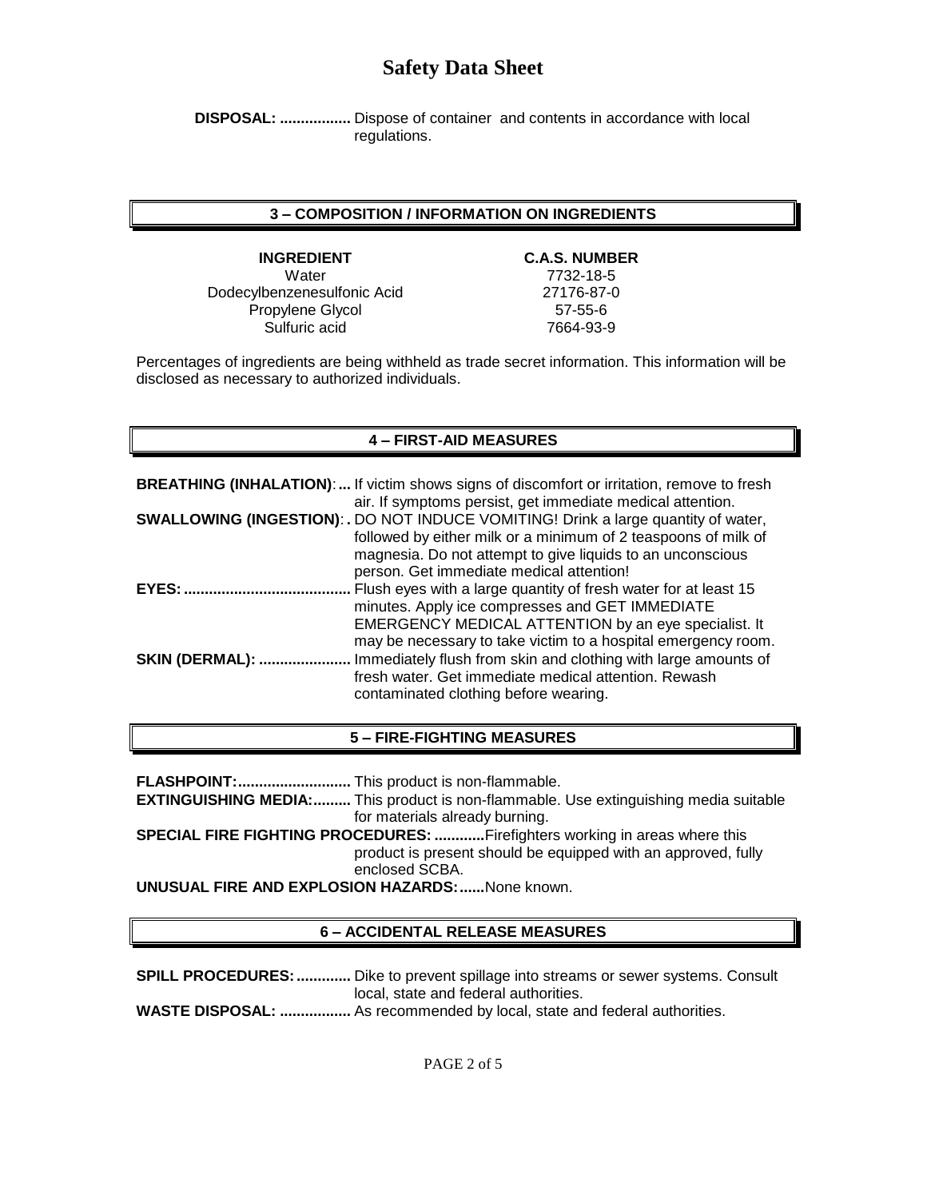**DISPOSAL: .................** Dispose of container and contents in accordance with local regulations.

## 3 – COMPOSITION / INFORMATION ON INGREDIENTS

| INGREDIENT | C.A.S. NUMBER |
| --- | --- |
| Water | 7732-18-5 |
| Dodecylbenzenesulfonic Acid | 27176-87-0 |
| Propylene Glycol | 57-55-6 |
| Sulfuric acid | 7664-93-9 |

Percentages of ingredients are being withheld as trade secret information. This information will be disclosed as necessary to authorized individuals.

## 4 – FIRST-AID MEASURES

**BREATHING (INHALATION):...** If victim shows signs of discomfort or irritation, remove to fresh air. If symptoms persist, get immediate medical attention.

**SWALLOWING (INGESTION):.** DO NOT INDUCE VOMITING! Drink a large quantity of water, followed by either milk or a minimum of 2 teaspoons of milk of magnesia. Do not attempt to give liquids to an unconscious person. Get immediate medical attention!

**EYES:........................................** Flush eyes with a large quantity of fresh water for at least 15 minutes. Apply ice compresses and GET IMMEDIATE EMERGENCY MEDICAL ATTENTION by an eye specialist. It may be necessary to take victim to a hospital emergency room.

**SKIN (DERMAL): ......................** Immediately flush from skin and clothing with large amounts of fresh water. Get immediate medical attention. Rewash contaminated clothing before wearing.

## 5 – FIRE-FIGHTING MEASURES

**FLASHPOINT:...........................** This product is non-flammable.

**EXTINGUISHING MEDIA:.........** This product is non-flammable. Use extinguishing media suitable for materials already burning.

**SPECIAL FIRE FIGHTING PROCEDURES: ............**Firefighters working in areas where this product is present should be equipped with an approved, fully enclosed SCBA.

**UNUSUAL FIRE AND EXPLOSION HAZARDS:......**None known.

## 6 – ACCIDENTAL RELEASE MEASURES

**SPILL PROCEDURES:.............** Dike to prevent spillage into streams or sewer systems. Consult local, state and federal authorities.

**WASTE DISPOSAL: .................** As recommended by local, state and federal authorities.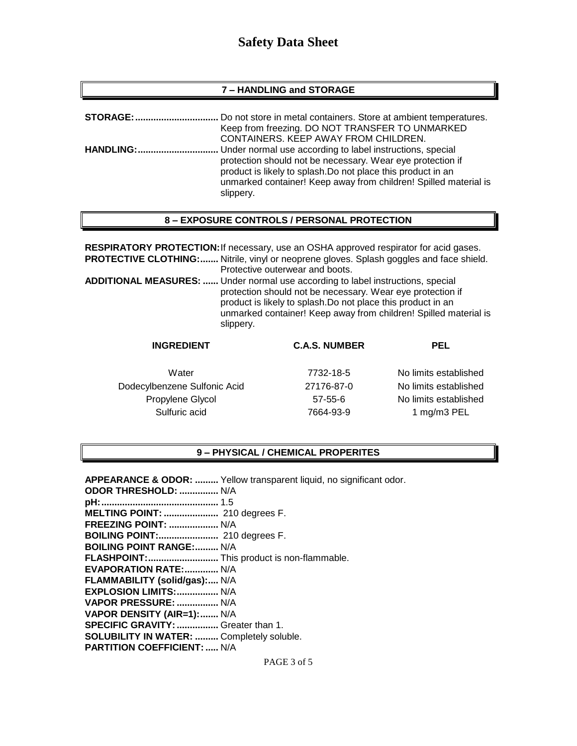# Safety Data Sheet

## 7 – HANDLING and STORAGE

**STORAGE:** Do not store in metal containers. Store at ambient temperatures. Keep from freezing. DO NOT TRANSFER TO UNMARKED CONTAINERS. KEEP AWAY FROM CHILDREN.

**HANDLING:** Under normal use according to label instructions, special protection should not be necessary. Wear eye protection if product is likely to splash.Do not place this product in an unmarked container! Keep away from children! Spilled material is slippery.

## 8 – EXPOSURE CONTROLS / PERSONAL PROTECTION

**RESPIRATORY PROTECTION:** If necessary, use an OSHA approved respirator for acid gases.

**PROTECTIVE CLOTHING:** Nitrile, vinyl or neoprene gloves. Splash goggles and face shield. Protective outerwear and boots.

**ADDITIONAL MEASURES:** Under normal use according to label instructions, special protection should not be necessary. Wear eye protection if product is likely to splash.Do not place this product in an unmarked container! Keep away from children! Spilled material is slippery.

| INGREDIENT | C.A.S. NUMBER | PEL |
|---|---|---|
| Water | 7732-18-5 | No limits established |
| Dodecylbenzene Sulfonic Acid | 27176-87-0 | No limits established |
| Propylene Glycol | 57-55-6 | No limits established |
| Sulfuric acid | 7664-93-9 | 1 mg/m3 PEL |

## 9 – PHYSICAL / CHEMICAL PROPERITES

**APPEARANCE & ODOR:** Yellow transparent liquid, no significant odor.
**ODOR THRESHOLD:** N/A
**pH:** 1.5
**MELTING POINT:** 210 degrees F.
**FREEZING POINT:** N/A
**BOILING POINT:** 210 degrees F.
**BOILING POINT RANGE:** N/A
**FLASHPOINT:** This product is non-flammable.
**EVAPORATION RATE:** N/A
**FLAMMABILITY (solid/gas):** N/A
**EXPLOSION LIMITS:** N/A
**VAPOR PRESSURE:** N/A
**VAPOR DENSITY (AIR=1):** N/A
**SPECIFIC GRAVITY:** Greater than 1.
**SOLUBILITY IN WATER:** Completely soluble.
**PARTITION COEFFICIENT:** N/A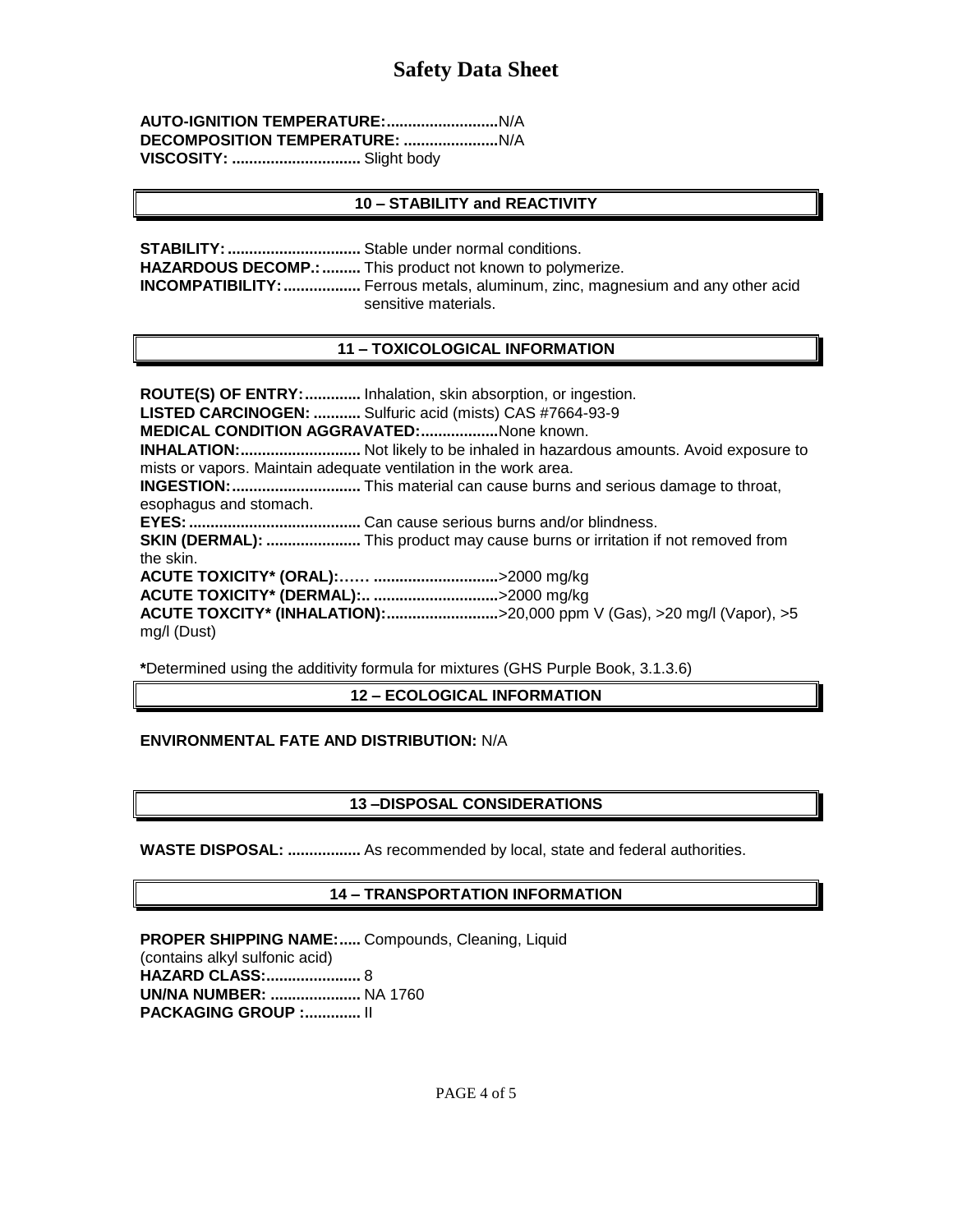**AUTO-IGNITION TEMPERATURE:..........................**N/A
**DECOMPOSITION TEMPERATURE: ......................**N/A
**VISCOSITY: ..............................** Slight body

## 10 – STABILITY and REACTIVITY

**STABILITY:...............................** Stable under normal conditions.
**HAZARDOUS DECOMP.:.........** This product not known to polymerize.
**INCOMPATIBILITY:..................** Ferrous metals, aluminum, zinc, magnesium and any other acid sensitive materials.

## 11 – TOXICOLOGICAL INFORMATION

**ROUTE(S) OF ENTRY:.............** Inhalation, skin absorption, or ingestion.
**LISTED CARCINOGEN: ...........** Sulfuric acid (mists) CAS #7664-93-9
**MEDICAL CONDITION AGGRAVATED:..................**None known.
**INHALATION:............................** Not likely to be inhaled in hazardous amounts. Avoid exposure to mists or vapors. Maintain adequate ventilation in the work area.
**INGESTION:.............................** This material can cause burns and serious damage to throat, esophagus and stomach.
**EYES:........................................** Can cause serious burns and/or blindness.
**SKIN (DERMAL): ......................** This product may cause burns or irritation if not removed from the skin.
**ACUTE TOXICITY* (ORAL):…… ............................**>2000 mg/kg
**ACUTE TOXICITY* (DERMAL):.. ............................**>2000 mg/kg
**ACUTE TOXCITY* (INHALATION):..........................**>20,000 ppm V (Gas), >20 mg/l (Vapor), >5 mg/l (Dust)

**\***Determined using the additivity formula for mixtures (GHS Purple Book, 3.1.3.6)

## 12 – ECOLOGICAL INFORMATION

**ENVIRONMENTAL FATE AND DISTRIBUTION:** N/A

## 13 –DISPOSAL CONSIDERATIONS

**WASTE DISPOSAL: .................** As recommended by local, state and federal authorities.

## 14 – TRANSPORTATION INFORMATION

**PROPER SHIPPING NAME:.....** Compounds, Cleaning, Liquid (contains alkyl sulfonic acid)
**HAZARD CLASS:......................** 8
**UN/NA NUMBER: .....................** NA 1760
**PACKAGING GROUP :.............** II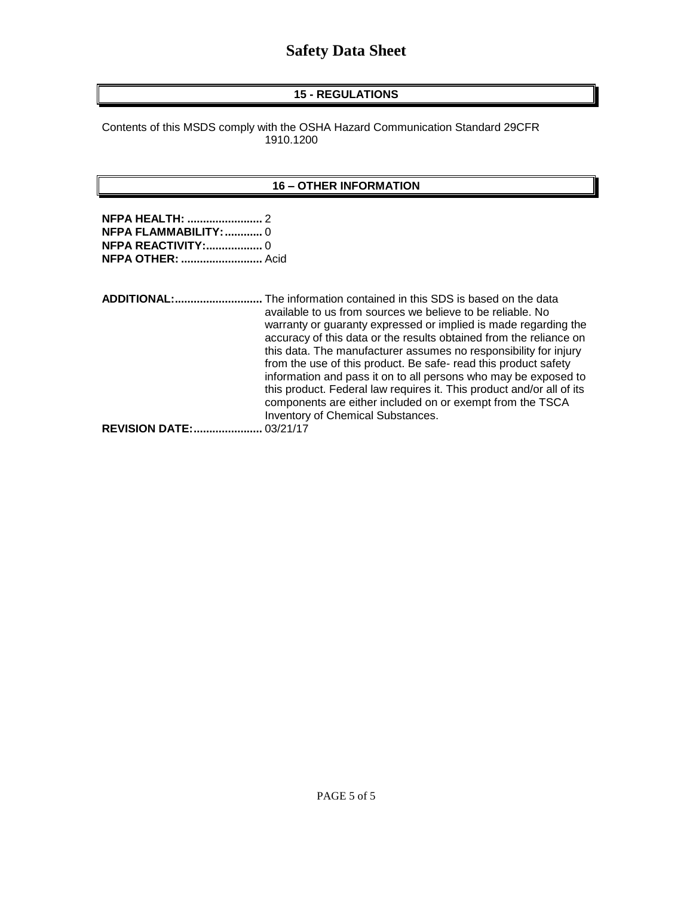# Safety Data Sheet

## 15 - REGULATIONS

Contents of this MSDS comply with the OSHA Hazard Communication Standard 29CFR 1910.1200

## 16 – OTHER INFORMATION

**NFPA HEALTH: ........................** 2
**NFPA FLAMMABILITY:............** 0
**NFPA REACTIVITY:..................** 0
**NFPA OTHER: ..........................** Acid

**ADDITIONAL:............................** The information contained in this SDS is based on the data available to us from sources we believe to be reliable. No warranty or guaranty expressed or implied is made regarding the accuracy of this data or the results obtained from the reliance on this data. The manufacturer assumes no responsibility for injury from the use of this product. Be safe- read this product safety information and pass it on to all persons who may be exposed to this product. Federal law requires it. This product and/or all of its components are either included on or exempt from the TSCA Inventory of Chemical Substances.
**REVISION DATE:......................** 03/21/17